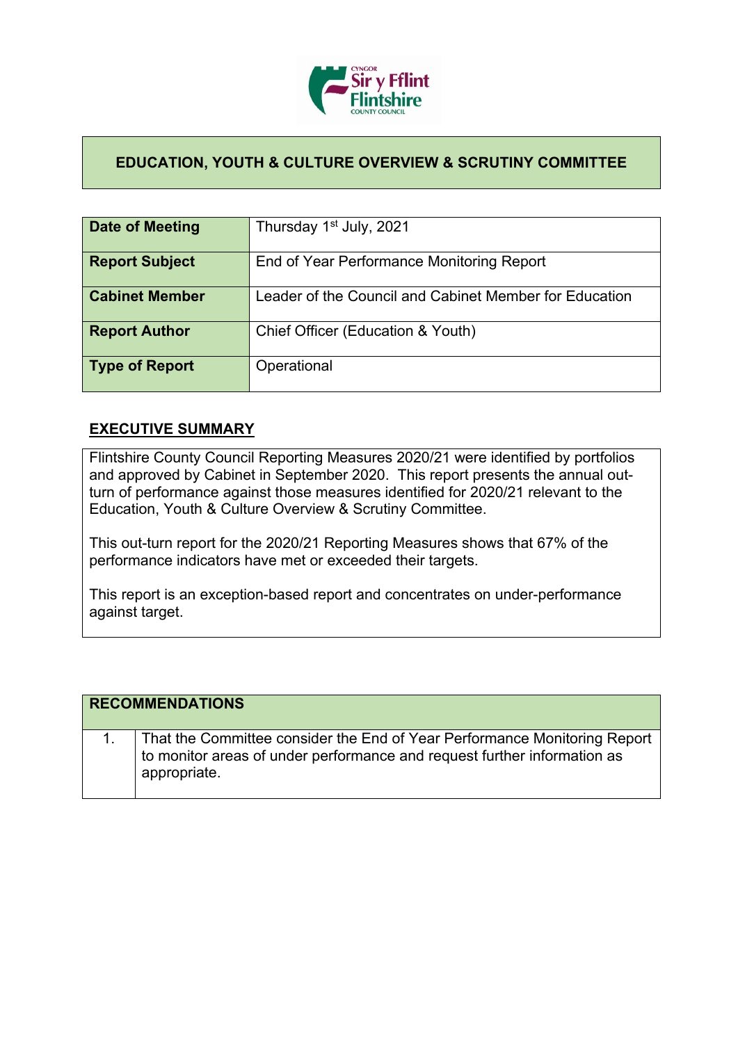## EDUCATION, YOUTH & CULTURE OVERVIEW & SCRUTINY COMMITTEE

| | |
|---|---|
| **Date of Meeting** | Thursday 1st July, 2021 |
| **Report Subject** | End of Year Performance Monitoring Report |
| **Cabinet Member** | Leader of the Council and Cabinet Member for Education |
| **Report Author** | Chief Officer (Education & Youth) |
| **Type of Report** | Operational |

## EXECUTIVE SUMMARY

Flintshire County Council Reporting Measures 2020/21 were identified by portfolios and approved by Cabinet in September 2020. This report presents the annual out-turn of performance against those measures identified for 2020/21 relevant to the Education, Youth & Culture Overview & Scrutiny Committee.

This out-turn report for the 2020/21 Reporting Measures shows that 67% of the performance indicators have met or exceeded their targets.

This report is an exception-based report and concentrates on under-performance against target.

| **RECOMMENDATIONS** | |
|---|---|
| 1. | That the Committee consider the End of Year Performance Monitoring Report to monitor areas of under performance and request further information as appropriate. |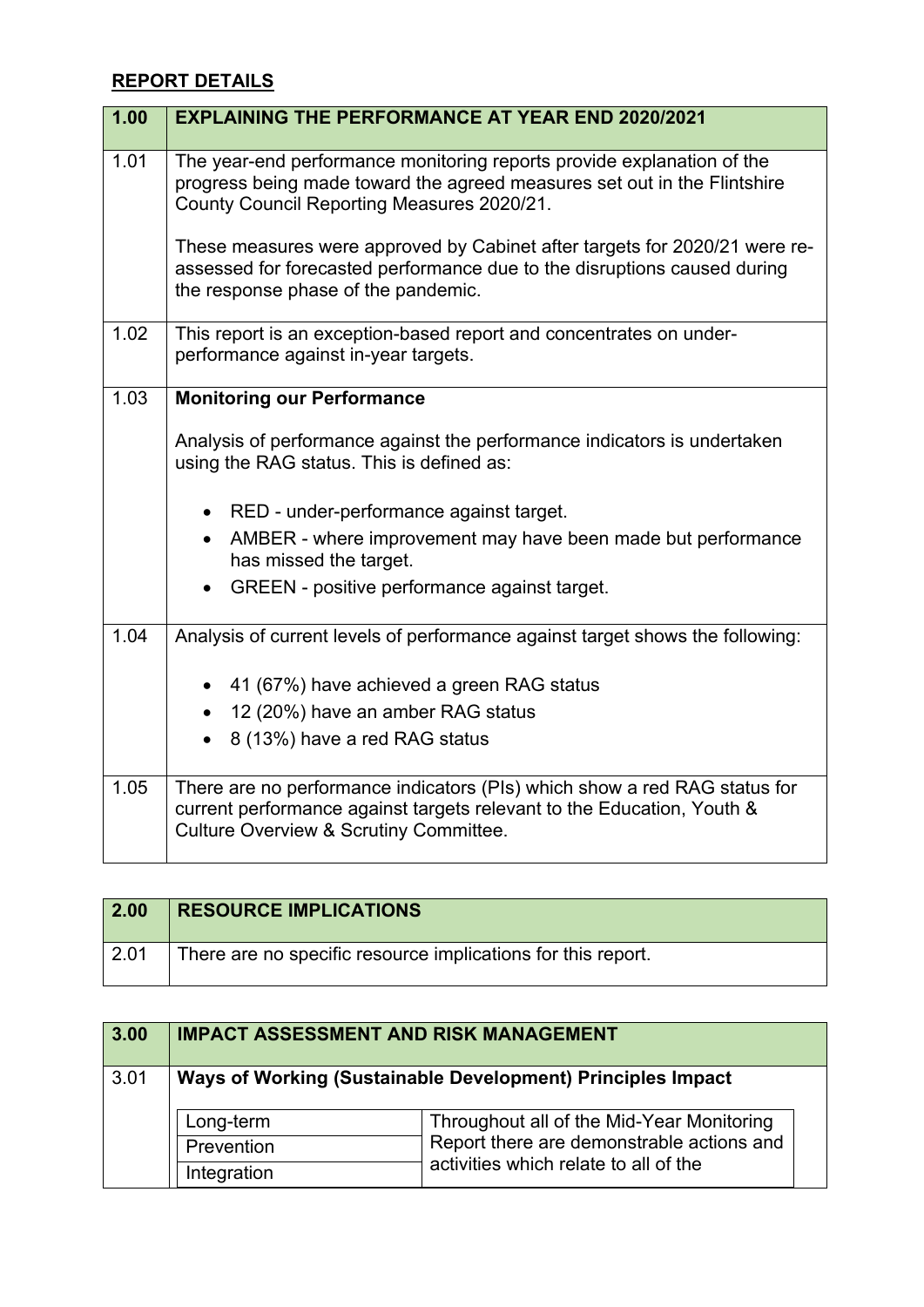## REPORT DETAILS

| 1.00 | EXPLAINING THE PERFORMANCE AT YEAR END 2020/2021 |
|---|---|
| 1.01 | The year-end performance monitoring reports provide explanation of the progress being made toward the agreed measures set out in the Flintshire County Council Reporting Measures 2020/21.<br><br>These measures were approved by Cabinet after targets for 2020/21 were re-assessed for forecasted performance due to the disruptions caused during the response phase of the pandemic. |
| 1.02 | This report is an exception-based report and concentrates on under-performance against in-year targets. |
| 1.03 | **Monitoring our Performance**<br><br>Analysis of performance against the performance indicators is undertaken using the RAG status. This is defined as:<br><br>• RED - under-performance against target.<br>• AMBER - where improvement may have been made but performance has missed the target.<br>• GREEN - positive performance against target. |
| 1.04 | Analysis of current levels of performance against target shows the following:<br><br>• 41 (67%) have achieved a green RAG status<br>• 12 (20%) have an amber RAG status<br>• 8 (13%) have a red RAG status |
| 1.05 | There are no performance indicators (PIs) which show a red RAG status for current performance against targets relevant to the Education, Youth & Culture Overview & Scrutiny Committee. |

| 2.00 | RESOURCE IMPLICATIONS |
|---|---|
| 2.01 | There are no specific resource implications for this report. |

| 3.00 | IMPACT ASSESSMENT AND RISK MANAGEMENT | |
|---|---|---|
| 3.01 | **Ways of Working (Sustainable Development) Principles Impact** | |
| | Long-term | Throughout all of the Mid-Year Monitoring Report there are demonstrable actions and activities which relate to all of the |
| | Prevention | |
| | Integration | |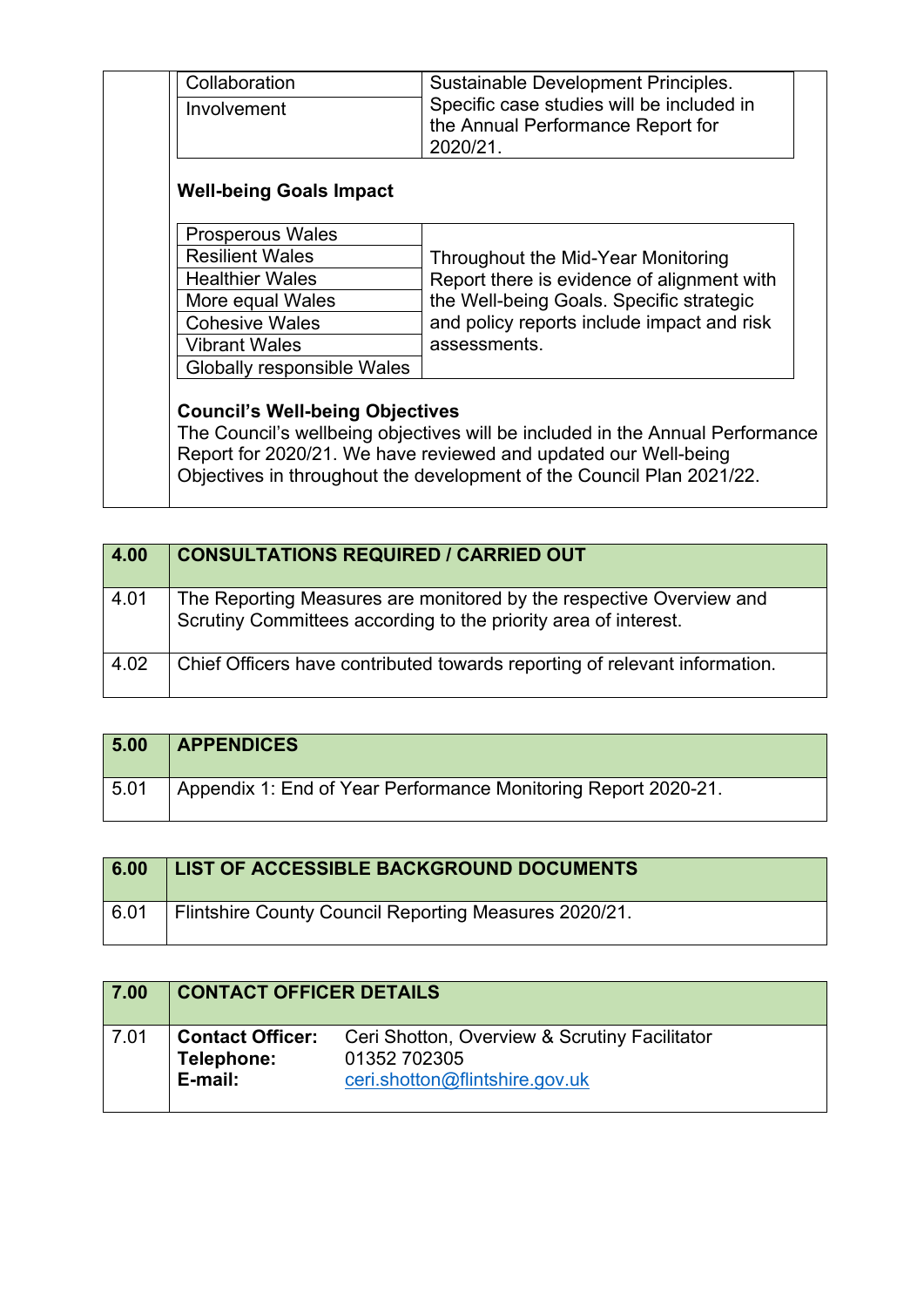| | |
|---|---|
| Collaboration | Sustainable Development Principles. Specific case studies will be included in the Annual Performance Report for 2020/21. |
| Involvement | |

**Well-being Goals Impact**

| | |
|---|---|
| Prosperous Wales | Throughout the Mid-Year Monitoring Report there is evidence of alignment with the Well-being Goals. Specific strategic and policy reports include impact and risk assessments. |
| Resilient Wales | |
| Healthier Wales | |
| More equal Wales | |
| Cohesive Wales | |
| Vibrant Wales | |
| Globally responsible Wales | |

**Council's Well-being Objectives**

The Council's wellbeing objectives will be included in the Annual Performance Report for 2020/21. We have reviewed and updated our Well-being Objectives in throughout the development of the Council Plan 2021/22.

| 4.00 | CONSULTATIONS REQUIRED / CARRIED OUT |
|---|---|
| 4.01 | The Reporting Measures are monitored by the respective Overview and Scrutiny Committees according to the priority area of interest. |
| 4.02 | Chief Officers have contributed towards reporting of relevant information. |

| 5.00 | APPENDICES |
|---|---|
| 5.01 | Appendix 1: End of Year Performance Monitoring Report 2020-21. |

| 6.00 | LIST OF ACCESSIBLE BACKGROUND DOCUMENTS |
|---|---|
| 6.01 | Flintshire County Council Reporting Measures 2020/21. |

| 7.00 | CONTACT OFFICER DETAILS |
|---|---|
| 7.01 | **Contact Officer:** Ceri Shotton, Overview & Scrutiny Facilitator<br>**Telephone:** 01352 702305<br>**E-mail:** ceri.shotton@flintshire.gov.uk |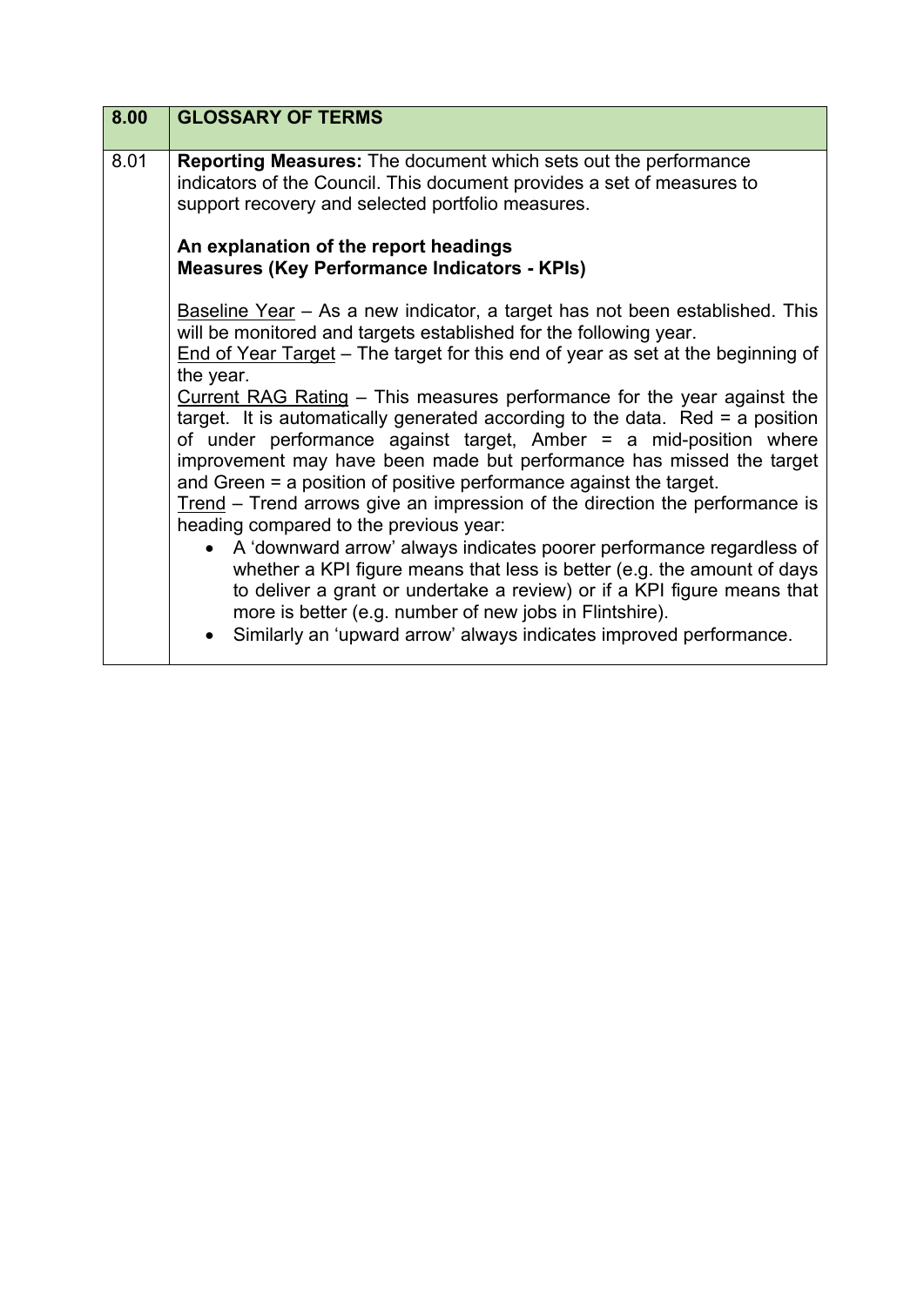| 8.00 | GLOSSARY OF TERMS |
|---|---|
| 8.01 | **Reporting Measures:** The document which sets out the performance indicators of the Council. This document provides a set of measures to support recovery and selected portfolio measures.<br><br>**An explanation of the report headings**<br>**Measures (Key Performance Indicators - KPIs)**<br><br><u>Baseline Year</u> – As a new indicator, a target has not been established. This will be monitored and targets established for the following year.<br><u>End of Year Target</u> – The target for this end of year as set at the beginning of the year.<br><u>Current RAG Rating</u> – This measures performance for the year against the target. It is automatically generated according to the data. Red = a position of under performance against target, Amber = a mid-position where improvement may have been made but performance has missed the target and Green = a position of positive performance against the target.<br><u>Trend</u> – Trend arrows give an impression of the direction the performance is heading compared to the previous year:<br>• A 'downward arrow' always indicates poorer performance regardless of whether a KPI figure means that less is better (e.g. the amount of days to deliver a grant or undertake a review) or if a KPI figure means that more is better (e.g. number of new jobs in Flintshire).<br>• Similarly an 'upward arrow' always indicates improved performance. |